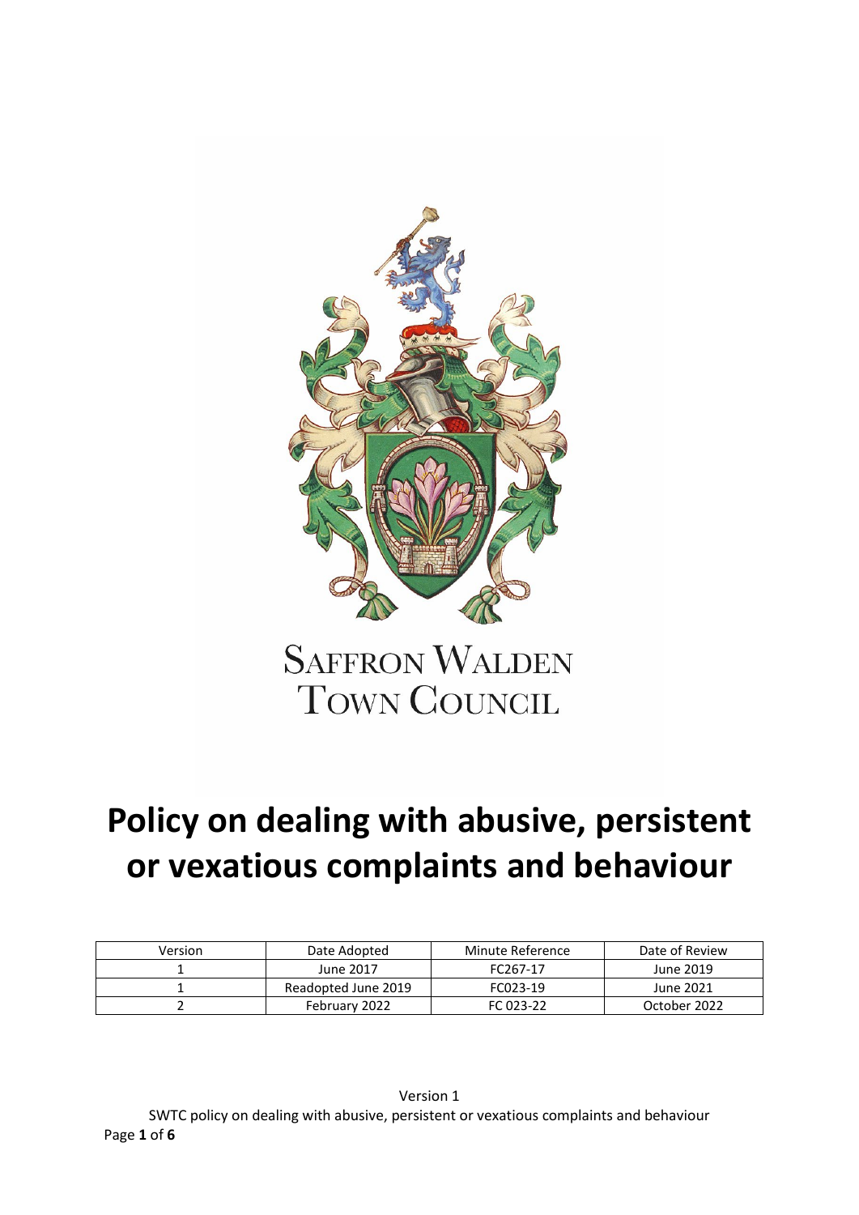SAFFRON WALDEN
TOWN COUNCIL

# Policy on dealing with abusive, persistent or vexatious complaints and behaviour

| Version | Date Adopted | Minute Reference | Date of Review |
|---|---|---|---|
| 1 | June 2017 | FC267-17 | June 2019 |
| 1 | Readopted June 2019 | FC023-19 | June 2021 |
| 2 | February 2022 | FC 023-22 | October 2022 |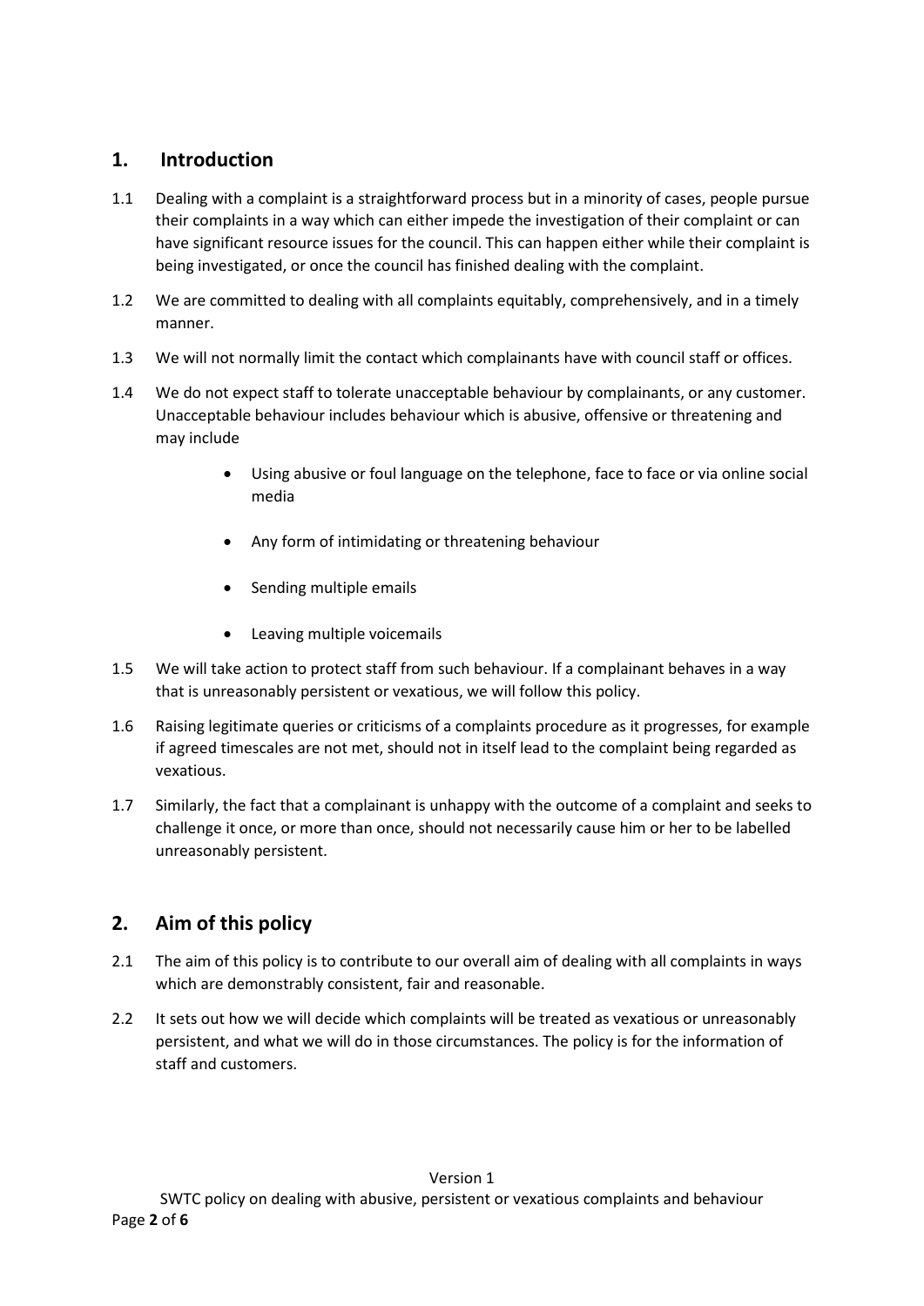## 1. Introduction

1.1 Dealing with a complaint is a straightforward process but in a minority of cases, people pursue their complaints in a way which can either impede the investigation of their complaint or can have significant resource issues for the council. This can happen either while their complaint is being investigated, or once the council has finished dealing with the complaint.

1.2 We are committed to dealing with all complaints equitably, comprehensively, and in a timely manner.

1.3 We will not normally limit the contact which complainants have with council staff or offices.

1.4 We do not expect staff to tolerate unacceptable behaviour by complainants, or any customer. Unacceptable behaviour includes behaviour which is abusive, offensive or threatening and may include

- Using abusive or foul language on the telephone, face to face or via online social media
- Any form of intimidating or threatening behaviour
- Sending multiple emails
- Leaving multiple voicemails

1.5 We will take action to protect staff from such behaviour. If a complainant behaves in a way that is unreasonably persistent or vexatious, we will follow this policy.

1.6 Raising legitimate queries or criticisms of a complaints procedure as it progresses, for example if agreed timescales are not met, should not in itself lead to the complaint being regarded as vexatious.

1.7 Similarly, the fact that a complainant is unhappy with the outcome of a complaint and seeks to challenge it once, or more than once, should not necessarily cause him or her to be labelled unreasonably persistent.

## 2. Aim of this policy

2.1 The aim of this policy is to contribute to our overall aim of dealing with all complaints in ways which are demonstrably consistent, fair and reasonable.

2.2 It sets out how we will decide which complaints will be treated as vexatious or unreasonably persistent, and what we will do in those circumstances. The policy is for the information of staff and customers.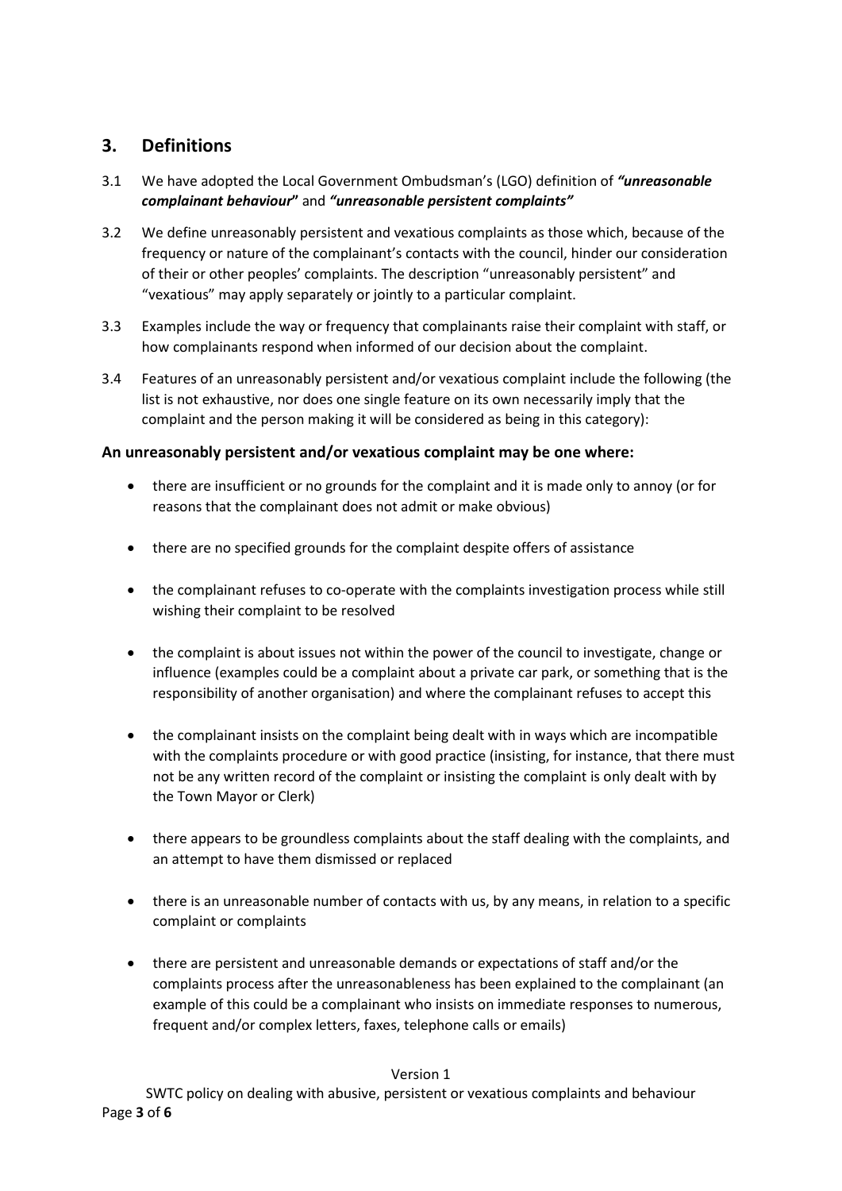## 3. Definitions

3.1 We have adopted the Local Government Ombudsman's (LGO) definition of ***"unreasonable complainant behaviour"*** and ***"unreasonable persistent complaints"***

3.2 We define unreasonably persistent and vexatious complaints as those which, because of the frequency or nature of the complainant's contacts with the council, hinder our consideration of their or other peoples' complaints. The description "unreasonably persistent" and "vexatious" may apply separately or jointly to a particular complaint.

3.3 Examples include the way or frequency that complainants raise their complaint with staff, or how complainants respond when informed of our decision about the complaint.

3.4 Features of an unreasonably persistent and/or vexatious complaint include the following (the list is not exhaustive, nor does one single feature on its own necessarily imply that the complaint and the person making it will be considered as being in this category):

**An unreasonably persistent and/or vexatious complaint may be one where:**

- there are insufficient or no grounds for the complaint and it is made only to annoy (or for reasons that the complainant does not admit or make obvious)
- there are no specified grounds for the complaint despite offers of assistance
- the complainant refuses to co-operate with the complaints investigation process while still wishing their complaint to be resolved
- the complaint is about issues not within the power of the council to investigate, change or influence (examples could be a complaint about a private car park, or something that is the responsibility of another organisation) and where the complainant refuses to accept this
- the complainant insists on the complaint being dealt with in ways which are incompatible with the complaints procedure or with good practice (insisting, for instance, that there must not be any written record of the complaint or insisting the complaint is only dealt with by the Town Mayor or Clerk)
- there appears to be groundless complaints about the staff dealing with the complaints, and an attempt to have them dismissed or replaced
- there is an unreasonable number of contacts with us, by any means, in relation to a specific complaint or complaints
- there are persistent and unreasonable demands or expectations of staff and/or the complaints process after the unreasonableness has been explained to the complainant (an example of this could be a complainant who insists on immediate responses to numerous, frequent and/or complex letters, faxes, telephone calls or emails)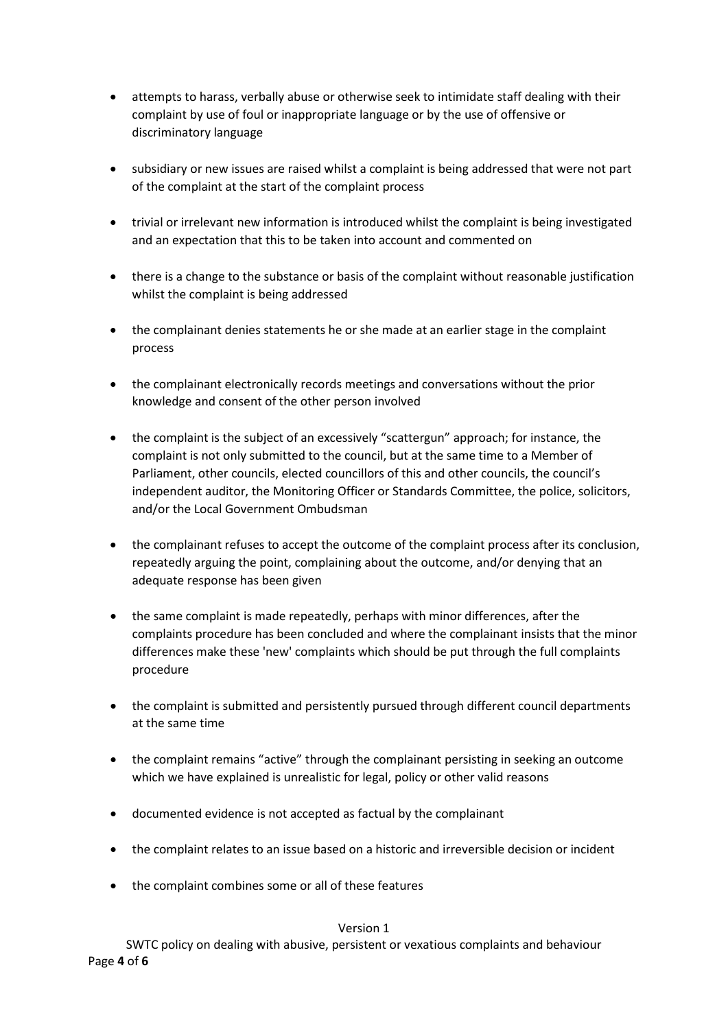- attempts to harass, verbally abuse or otherwise seek to intimidate staff dealing with their complaint by use of foul or inappropriate language or by the use of offensive or discriminatory language

- subsidiary or new issues are raised whilst a complaint is being addressed that were not part of the complaint at the start of the complaint process

- trivial or irrelevant new information is introduced whilst the complaint is being investigated and an expectation that this to be taken into account and commented on

- there is a change to the substance or basis of the complaint without reasonable justification whilst the complaint is being addressed

- the complainant denies statements he or she made at an earlier stage in the complaint process

- the complainant electronically records meetings and conversations without the prior knowledge and consent of the other person involved

- the complaint is the subject of an excessively "scattergun" approach; for instance, the complaint is not only submitted to the council, but at the same time to a Member of Parliament, other councils, elected councillors of this and other councils, the council's independent auditor, the Monitoring Officer or Standards Committee, the police, solicitors, and/or the Local Government Ombudsman

- the complainant refuses to accept the outcome of the complaint process after its conclusion, repeatedly arguing the point, complaining about the outcome, and/or denying that an adequate response has been given

- the same complaint is made repeatedly, perhaps with minor differences, after the complaints procedure has been concluded and where the complainant insists that the minor differences make these 'new' complaints which should be put through the full complaints procedure

- the complaint is submitted and persistently pursued through different council departments at the same time

- the complaint remains "active" through the complainant persisting in seeking an outcome which we have explained is unrealistic for legal, policy or other valid reasons

- documented evidence is not accepted as factual by the complainant

- the complaint relates to an issue based on a historic and irreversible decision or incident

- the complaint combines some or all of these features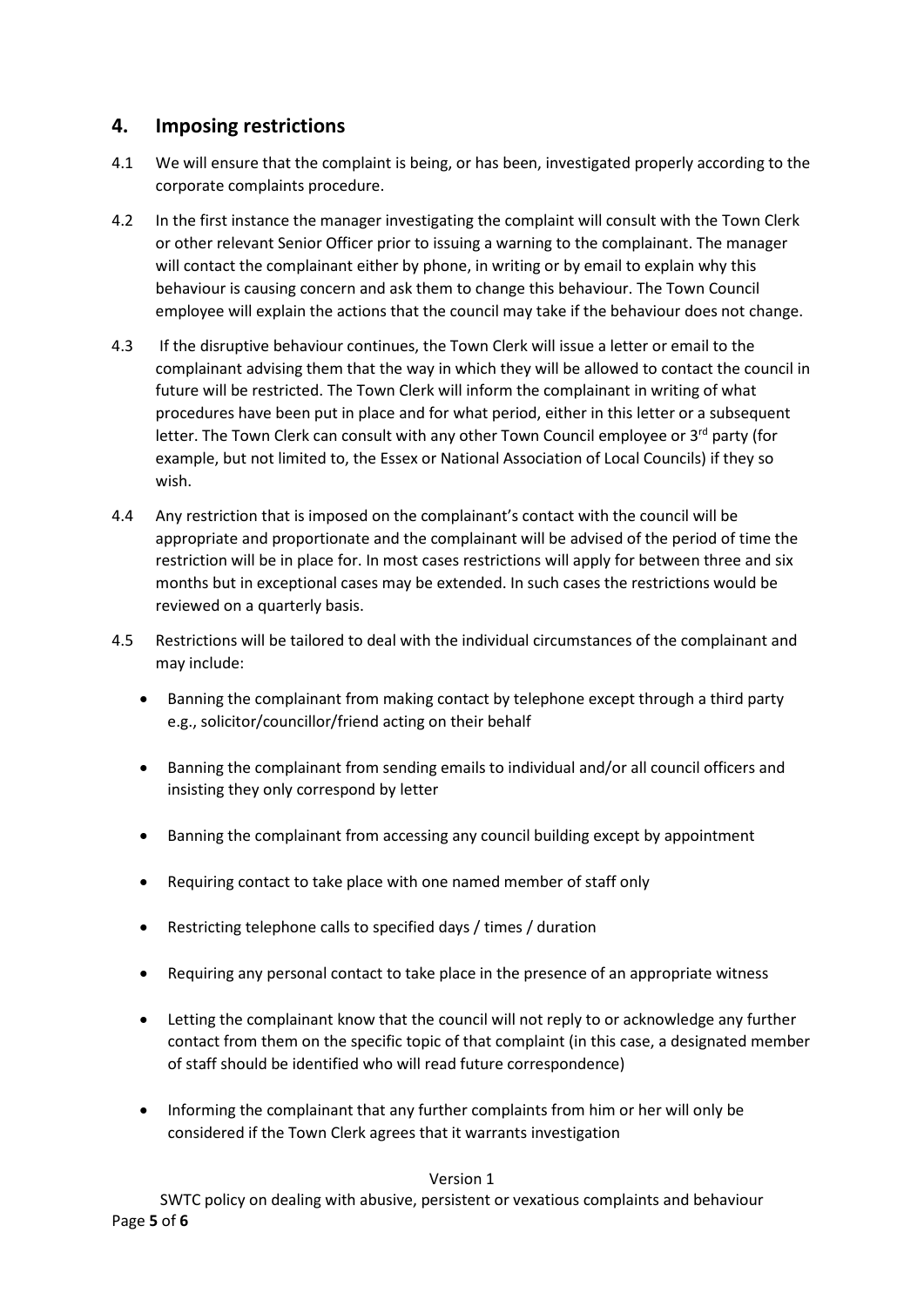## 4. Imposing restrictions

4.1 We will ensure that the complaint is being, or has been, investigated properly according to the corporate complaints procedure.

4.2 In the first instance the manager investigating the complaint will consult with the Town Clerk or other relevant Senior Officer prior to issuing a warning to the complainant. The manager will contact the complainant either by phone, in writing or by email to explain why this behaviour is causing concern and ask them to change this behaviour. The Town Council employee will explain the actions that the council may take if the behaviour does not change.

4.3 If the disruptive behaviour continues, the Town Clerk will issue a letter or email to the complainant advising them that the way in which they will be allowed to contact the council in future will be restricted. The Town Clerk will inform the complainant in writing of what procedures have been put in place and for what period, either in this letter or a subsequent letter. The Town Clerk can consult with any other Town Council employee or 3rd party (for example, but not limited to, the Essex or National Association of Local Councils) if they so wish.

4.4 Any restriction that is imposed on the complainant's contact with the council will be appropriate and proportionate and the complainant will be advised of the period of time the restriction will be in place for. In most cases restrictions will apply for between three and six months but in exceptional cases may be extended. In such cases the restrictions would be reviewed on a quarterly basis.

4.5 Restrictions will be tailored to deal with the individual circumstances of the complainant and may include:

- Banning the complainant from making contact by telephone except through a third party e.g., solicitor/councillor/friend acting on their behalf
- Banning the complainant from sending emails to individual and/or all council officers and insisting they only correspond by letter
- Banning the complainant from accessing any council building except by appointment
- Requiring contact to take place with one named member of staff only
- Restricting telephone calls to specified days / times / duration
- Requiring any personal contact to take place in the presence of an appropriate witness
- Letting the complainant know that the council will not reply to or acknowledge any further contact from them on the specific topic of that complaint (in this case, a designated member of staff should be identified who will read future correspondence)
- Informing the complainant that any further complaints from him or her will only be considered if the Town Clerk agrees that it warrants investigation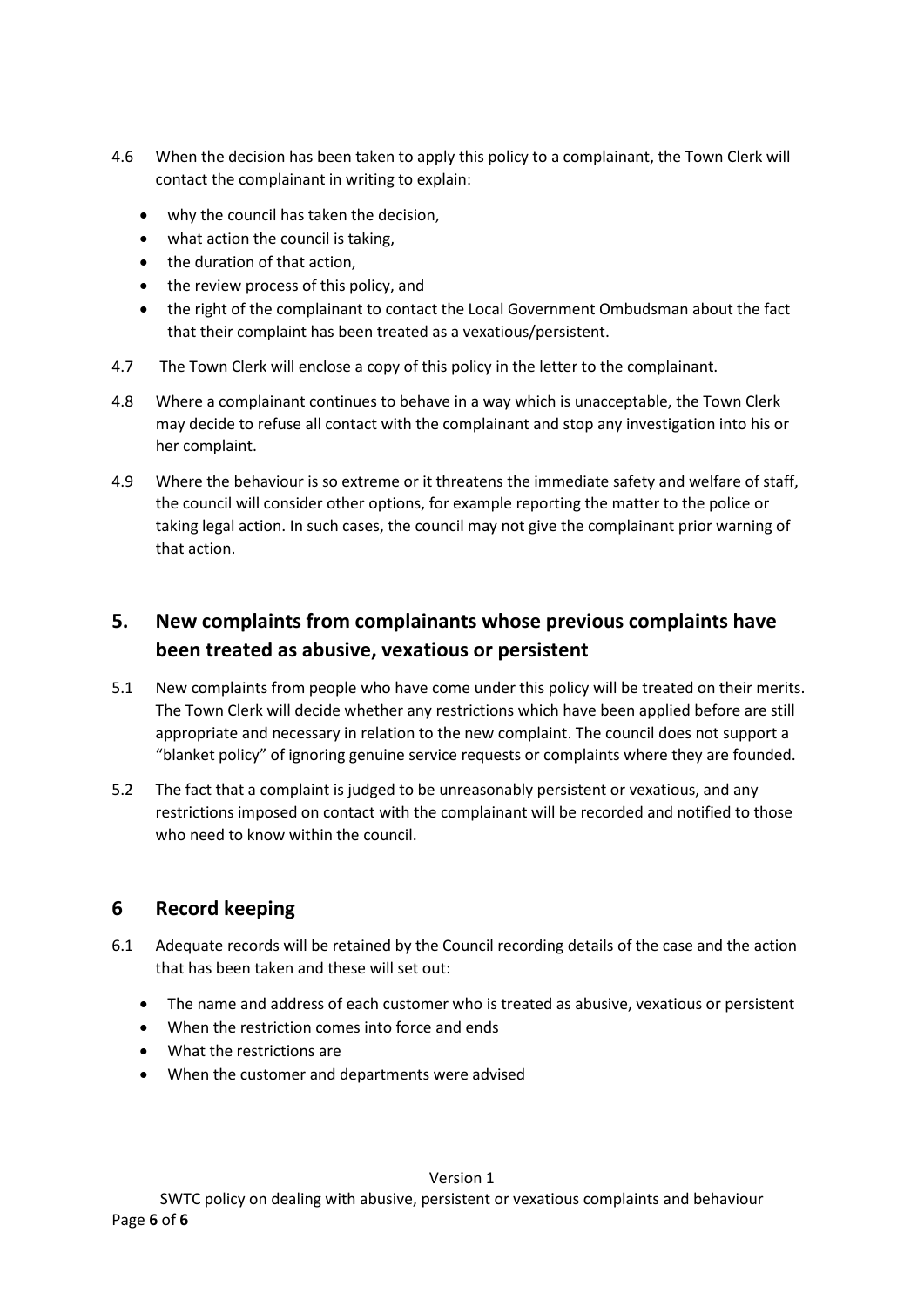4.6 When the decision has been taken to apply this policy to a complainant, the Town Clerk will contact the complainant in writing to explain:

- why the council has taken the decision,
- what action the council is taking,
- the duration of that action,
- the review process of this policy, and
- the right of the complainant to contact the Local Government Ombudsman about the fact that their complaint has been treated as a vexatious/persistent.

4.7 The Town Clerk will enclose a copy of this policy in the letter to the complainant.

4.8 Where a complainant continues to behave in a way which is unacceptable, the Town Clerk may decide to refuse all contact with the complainant and stop any investigation into his or her complaint.

4.9 Where the behaviour is so extreme or it threatens the immediate safety and welfare of staff, the council will consider other options, for example reporting the matter to the police or taking legal action. In such cases, the council may not give the complainant prior warning of that action.

## 5. New complaints from complainants whose previous complaints have been treated as abusive, vexatious or persistent

5.1 New complaints from people who have come under this policy will be treated on their merits. The Town Clerk will decide whether any restrictions which have been applied before are still appropriate and necessary in relation to the new complaint. The council does not support a "blanket policy" of ignoring genuine service requests or complaints where they are founded.

5.2 The fact that a complaint is judged to be unreasonably persistent or vexatious, and any restrictions imposed on contact with the complainant will be recorded and notified to those who need to know within the council.

## 6 Record keeping

6.1 Adequate records will be retained by the Council recording details of the case and the action that has been taken and these will set out:

- The name and address of each customer who is treated as abusive, vexatious or persistent
- When the restriction comes into force and ends
- What the restrictions are
- When the customer and departments were advised